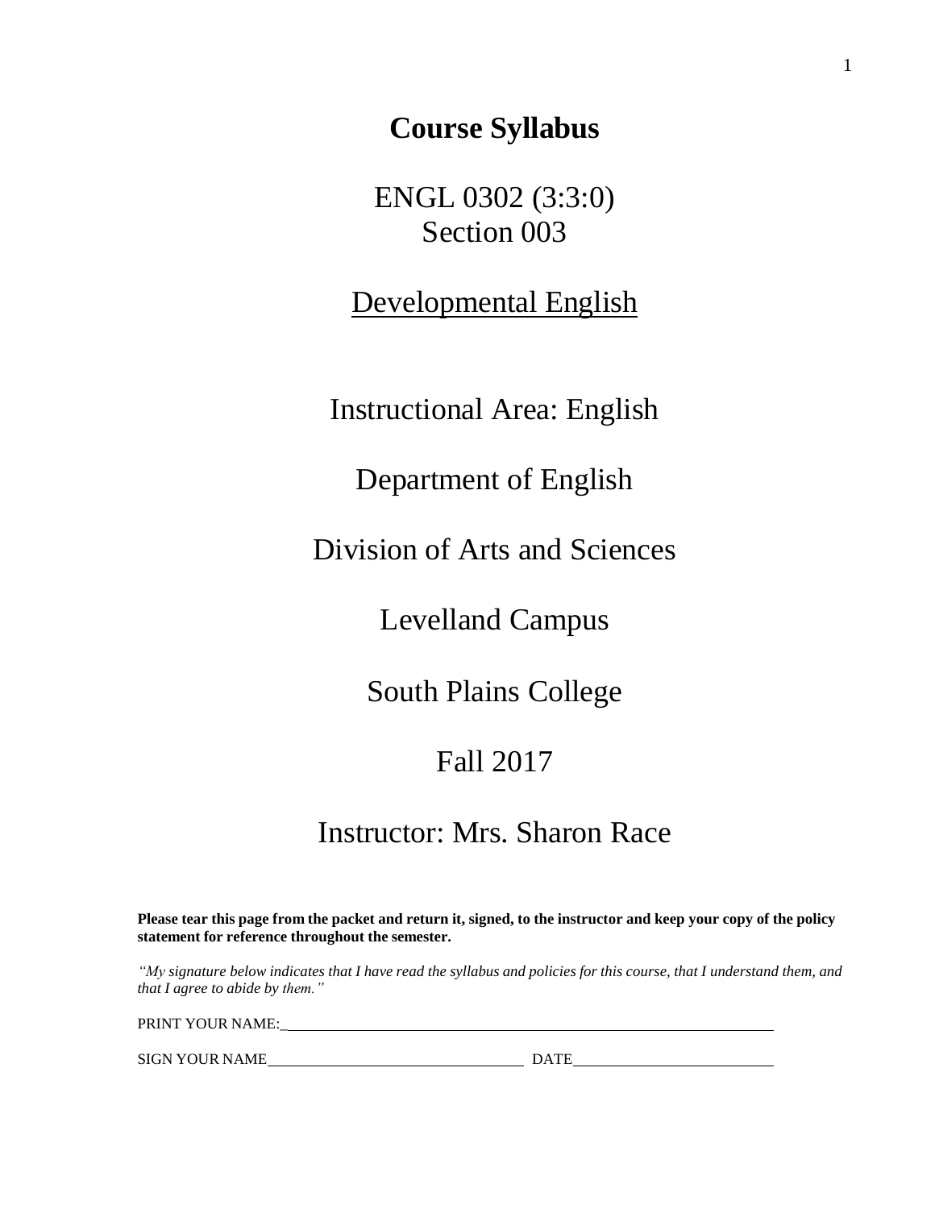# Course Syllabus

ENGL 0302 (3:3:0)
Section 003

<u>Developmental English</u>

Instructional Area: English

Department of English

Division of Arts and Sciences

Levelland Campus

South Plains College

Fall 2017

Instructor: Mrs. Sharon Race

**Please tear this page from the packet and return it, signed, to the instructor and keep your copy of the policy statement for reference throughout the semester.**

*"My signature below indicates that I have read the syllabus and policies for this course, that I understand them, and that I agree to abide by them."*

PRINT YOUR NAME:\_\_\_\_\_\_\_\_\_\_\_\_\_\_\_\_\_\_\_\_\_\_\_\_\_\_\_\_\_\_\_\_\_\_\_\_\_\_\_\_\_\_\_\_\_\_\_\_\_\_\_\_

SIGN YOUR NAME\_\_\_\_\_\_\_\_\_\_\_\_\_\_\_\_\_\_\_\_\_\_\_\_\_\_\_\_ DATE\_\_\_\_\_\_\_\_\_\_\_\_\_\_\_\_\_\_\_\_\_\_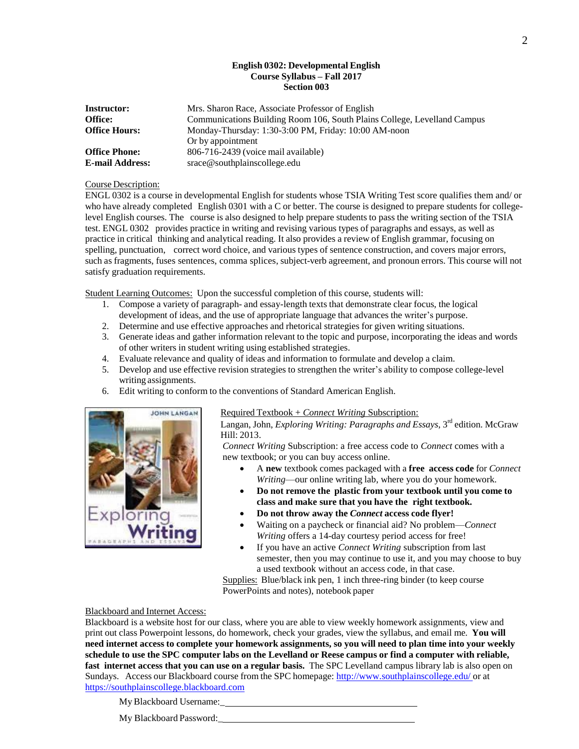**English 0302: Developmental English**
**Course Syllabus – Fall 2017**
**Section 003**

| | |
|---|---|
| **Instructor:** | Mrs. Sharon Race, Associate Professor of English |
| **Office:** | Communications Building Room 106, South Plains College, Levelland Campus |
| **Office Hours:** | Monday-Thursday: 1:30-3:00 PM, Friday: 10:00 AM-noon<br>Or by appointment |
| **Office Phone:** | 806-716-2439 (voice mail available) |
| **E-mail Address:** | srace@southplainscollege.edu |

Course Description:

ENGL 0302 is a course in developmental English for students whose TSIA Writing Test score qualifies them and/ or who have already completed English 0301 with a C or better. The course is designed to prepare students for college-level English courses. The course is also designed to help prepare students to pass the writing section of the TSIA test. ENGL 0302 provides practice in writing and revising various types of paragraphs and essays, as well as practice in critical thinking and analytical reading. It also provides a review of English grammar, focusing on spelling, punctuation, correct word choice, and various types of sentence construction, and covers major errors, such as fragments, fuses sentences, comma splices, subject-verb agreement, and pronoun errors. This course will not satisfy graduation requirements.

Student Learning Outcomes: Upon the successful completion of this course, students will:

1. Compose a variety of paragraph- and essay-length texts that demonstrate clear focus, the logical development of ideas, and the use of appropriate language that advances the writer's purpose.
2. Determine and use effective approaches and rhetorical strategies for given writing situations.
3. Generate ideas and gather information relevant to the topic and purpose, incorporating the ideas and words of other writers in student writing using established strategies.
4. Evaluate relevance and quality of ideas and information to formulate and develop a claim.
5. Develop and use effective revision strategies to strengthen the writer's ability to compose college-level writing assignments.
6. Edit writing to conform to the conventions of Standard American English.

Required Textbook + *Connect Writing* Subscription:

Langan, John, *Exploring Writing: Paragraphs and Essays*, 3rd edition. McGraw Hill: 2013.

*Connect Writing* Subscription: a free access code to *Connect* comes with a new textbook; or you can buy access online.

- A **new** textbook comes packaged with a **free access code** for *Connect Writing*—our online writing lab, where you do your homework.
- **Do not remove the plastic from your textbook until you come to class and make sure that you have the right textbook.**
- **Do not throw away the *Connect* access code flyer!**
- Waiting on a paycheck or financial aid? No problem—*Connect Writing* offers a 14-day courtesy period access for free!
- If you have an active *Connect Writing* subscription from last semester, then you may continue to use it, and you may choose to buy a used textbook without an access code, in that case.

Supplies: Blue/black ink pen, 1 inch three-ring binder (to keep course PowerPoints and notes), notebook paper

Blackboard and Internet Access:

Blackboard is a website host for our class, where you are able to view weekly homework assignments, view and print out class Powerpoint lessons, do homework, check your grades, view the syllabus, and email me. **You will need internet access to complete your homework assignments, so you will need to plan time into your weekly schedule to use the SPC computer labs on the Levelland or Reese campus or find a computer with reliable, fast internet access that you can use on a regular basis.** The SPC Levelland campus library lab is also open on Sundays. Access our Blackboard course from the SPC homepage: http://www.southplainscollege.edu/ or at https://southplainscollege.blackboard.com

My Blackboard Username:\_\_\_\_\_\_\_\_\_\_\_\_\_\_\_\_\_\_\_\_\_\_\_\_\_\_\_\_\_\_\_\_\_\_\_\_\_\_\_\_

My Blackboard Password:\_\_\_\_\_\_\_\_\_\_\_\_\_\_\_\_\_\_\_\_\_\_\_\_\_\_\_\_\_\_\_\_\_\_\_\_\_\_\_\_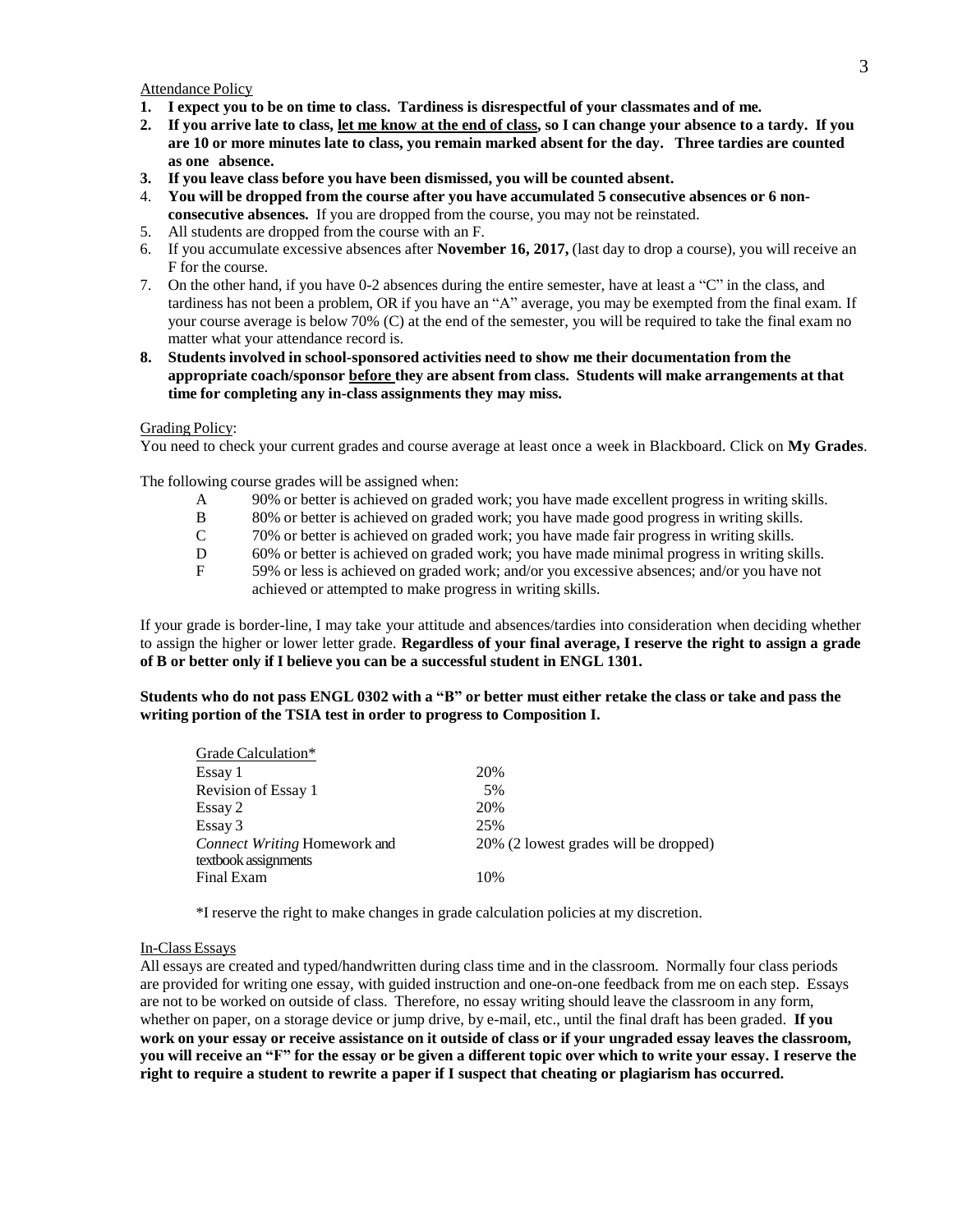Attendance Policy

1. **I expect you to be on time to class. Tardiness is disrespectful of your classmates and of me.**
2. **If you arrive late to class, <u>let me know at the end of class</u>, so I can change your absence to a tardy. If you are 10 or more minutes late to class, you remain marked absent for the day. Three tardies are counted as one absence.**
3. **If you leave class before you have been dismissed, you will be counted absent.**
4. **You will be dropped from the course after you have accumulated 5 consecutive absences or 6 non-consecutive absences.** If you are dropped from the course, you may not be reinstated.
5. All students are dropped from the course with an F.
6. If you accumulate excessive absences after **November 16, 2017,** (last day to drop a course), you will receive an F for the course.
7. On the other hand, if you have 0-2 absences during the entire semester, have at least a "C" in the class, and tardiness has not been a problem, OR if you have an "A" average, you may be exempted from the final exam. If your course average is below 70% (C) at the end of the semester, you will be required to take the final exam no matter what your attendance record is.
8. **Students involved in school-sponsored activities need to show me their documentation from the appropriate coach/sponsor <u>before</u> they are absent from class. Students will make arrangements at that time for completing any in-class assignments they may miss.**

Grading Policy:

You need to check your current grades and course average at least once a week in Blackboard. Click on **My Grades**.

The following course grades will be assigned when:

- A 90% or better is achieved on graded work; you have made excellent progress in writing skills.
- B 80% or better is achieved on graded work; you have made good progress in writing skills.
- C 70% or better is achieved on graded work; you have made fair progress in writing skills.
- D 60% or better is achieved on graded work; you have made minimal progress in writing skills.
- F 59% or less is achieved on graded work; and/or you excessive absences; and/or you have not achieved or attempted to make progress in writing skills.

If your grade is border-line, I may take your attitude and absences/tardies into consideration when deciding whether to assign the higher or lower letter grade. **Regardless of your final average, I reserve the right to assign a grade of B or better only if I believe you can be a successful student in ENGL 1301.**

**Students who do not pass ENGL 0302 with a "B" or better must either retake the class or take and pass the writing portion of the TSIA test in order to progress to Composition I.**

| Grade Calculation* | |
|---|---|
| Essay 1 | 20% |
| Revision of Essay 1 | 5% |
| Essay 2 | 20% |
| Essay 3 | 25% |
| *Connect Writing* Homework and textbook assignments | 20% (2 lowest grades will be dropped) |
| Final Exam | 10% |

*I reserve the right to make changes in grade calculation policies at my discretion.

In-Class Essays

All essays are created and typed/handwritten during class time and in the classroom. Normally four class periods are provided for writing one essay, with guided instruction and one-on-one feedback from me on each step. Essays are not to be worked on outside of class. Therefore, no essay writing should leave the classroom in any form, whether on paper, on a storage device or jump drive, by e-mail, etc., until the final draft has been graded. **If you work on your essay or receive assistance on it outside of class or if your ungraded essay leaves the classroom, you will receive an "F" for the essay or be given a different topic over which to write your essay. I reserve the right to require a student to rewrite a paper if I suspect that cheating or plagiarism has occurred.**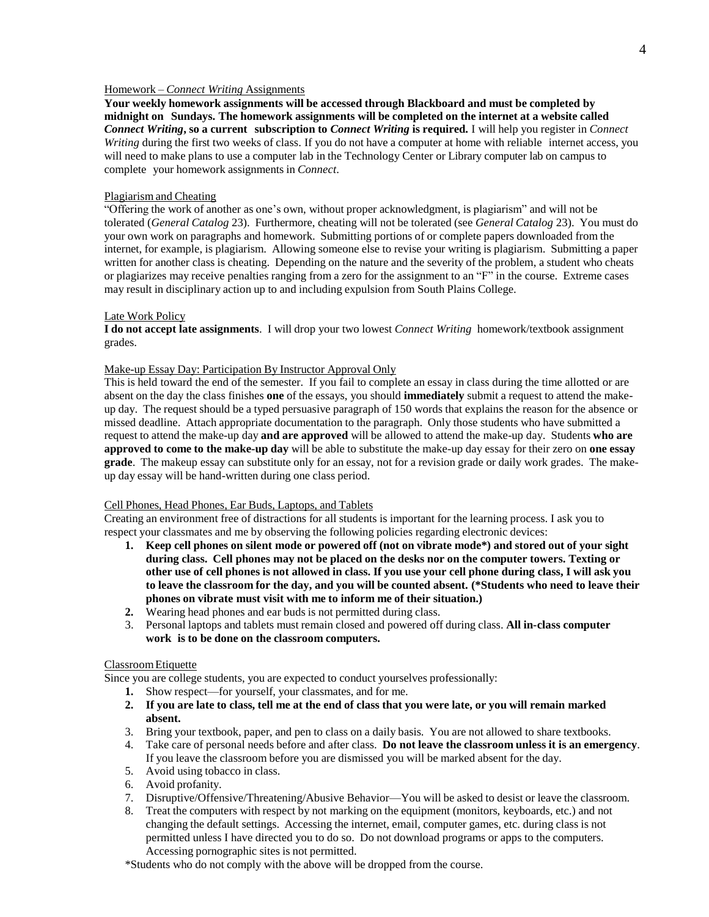Homework – *Connect Writing* Assignments

**Your weekly homework assignments will be accessed through Blackboard and must be completed by midnight on Sundays. The homework assignments will be completed on the internet at a website called *Connect Writing*, so a current subscription to *Connect Writing* is required.** I will help you register in *Connect Writing* during the first two weeks of class. If you do not have a computer at home with reliable internet access, you will need to make plans to use a computer lab in the Technology Center or Library computer lab on campus to complete your homework assignments in *Connect*.

Plagiarism and Cheating

"Offering the work of another as one's own, without proper acknowledgment, is plagiarism" and will not be tolerated (*General Catalog* 23). Furthermore, cheating will not be tolerated (see *General Catalog* 23). You must do your own work on paragraphs and homework. Submitting portions of or complete papers downloaded from the internet, for example, is plagiarism. Allowing someone else to revise your writing is plagiarism. Submitting a paper written for another class is cheating. Depending on the nature and the severity of the problem, a student who cheats or plagiarizes may receive penalties ranging from a zero for the assignment to an "F" in the course. Extreme cases may result in disciplinary action up to and including expulsion from South Plains College.

Late Work Policy

**I do not accept late assignments**. I will drop your two lowest *Connect Writing* homework/textbook assignment grades.

Make-up Essay Day: Participation By Instructor Approval Only

This is held toward the end of the semester. If you fail to complete an essay in class during the time allotted or are absent on the day the class finishes **one** of the essays, you should **immediately** submit a request to attend the make-up day. The request should be a typed persuasive paragraph of 150 words that explains the reason for the absence or missed deadline. Attach appropriate documentation to the paragraph. Only those students who have submitted a request to attend the make-up day **and are approved** will be allowed to attend the make-up day. Students **who are approved to come to the make-up day** will be able to substitute the make-up day essay for their zero on **one essay grade**. The makeup essay can substitute only for an essay, not for a revision grade or daily work grades. The make-up day essay will be hand-written during one class period.

Cell Phones, Head Phones, Ear Buds, Laptops, and Tablets

Creating an environment free of distractions for all students is important for the learning process. I ask you to respect your classmates and me by observing the following policies regarding electronic devices:

1. **Keep cell phones on silent mode or powered off (not on vibrate mode*) and stored out of your sight during class. Cell phones may not be placed on the desks nor on the computer towers. Texting or other use of cell phones is not allowed in class. If you use your cell phone during class, I will ask you to leave the classroom for the day, and you will be counted absent. (*Students who need to leave their phones on vibrate must visit with me to inform me of their situation.)**
2. Wearing head phones and ear buds is not permitted during class.
3. Personal laptops and tablets must remain closed and powered off during class. **All in-class computer work is to be done on the classroom computers.**

Classroom Etiquette

Since you are college students, you are expected to conduct yourselves professionally:

1. Show respect—for yourself, your classmates, and for me.
2. **If you are late to class, tell me at the end of class that you were late, or you will remain marked absent.**
3. Bring your textbook, paper, and pen to class on a daily basis. You are not allowed to share textbooks.
4. Take care of personal needs before and after class. **Do not leave the classroom unless it is an emergency**. If you leave the classroom before you are dismissed you will be marked absent for the day.
5. Avoid using tobacco in class.
6. Avoid profanity.
7. Disruptive/Offensive/Threatening/Abusive Behavior—You will be asked to desist or leave the classroom.
8. Treat the computers with respect by not marking on the equipment (monitors, keyboards, etc.) and not changing the default settings. Accessing the internet, email, computer games, etc. during class is not permitted unless I have directed you to do so. Do not download programs or apps to the computers. Accessing pornographic sites is not permitted.

*Students who do not comply with the above will be dropped from the course.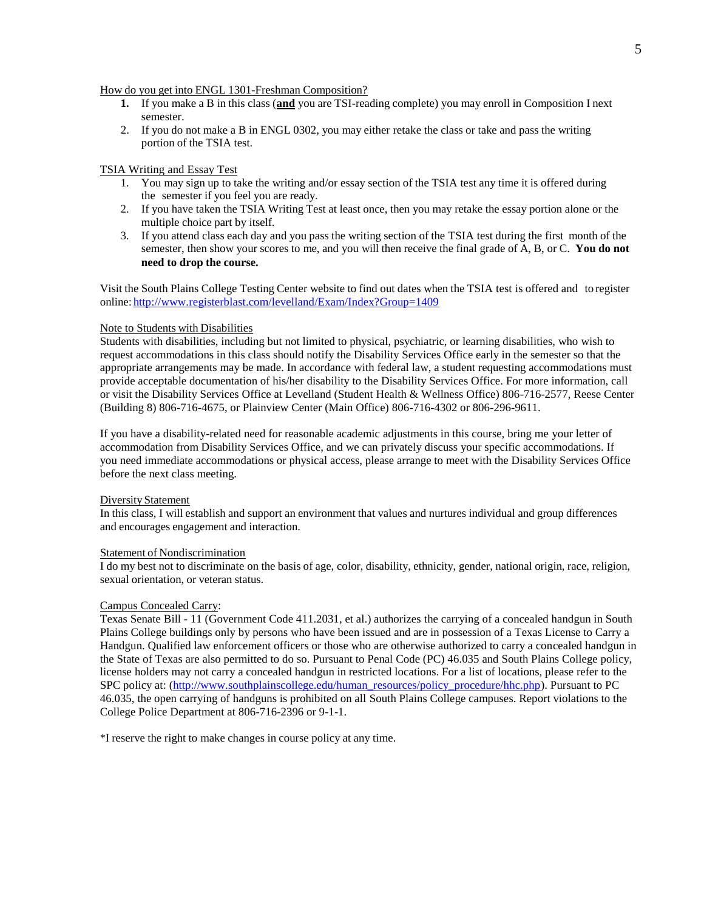How do you get into ENGL 1301-Freshman Composition?

1. If you make a B in this class (**<u>and</u>** you are TSI-reading complete) you may enroll in Composition I next semester.
2. If you do not make a B in ENGL 0302, you may either retake the class or take and pass the writing portion of the TSIA test.

TSIA Writing and Essay Test

1. You may sign up to take the writing and/or essay section of the TSIA test any time it is offered during the semester if you feel you are ready.
2. If you have taken the TSIA Writing Test at least once, then you may retake the essay portion alone or the multiple choice part by itself.
3. If you attend class each day and you pass the writing section of the TSIA test during the first month of the semester, then show your scores to me, and you will then receive the final grade of A, B, or C. **You do not need to drop the course.**

Visit the South Plains College Testing Center website to find out dates when the TSIA test is offered and to register online: http://www.registerblast.com/levelland/Exam/Index?Group=1409

Note to Students with Disabilities

Students with disabilities, including but not limited to physical, psychiatric, or learning disabilities, who wish to request accommodations in this class should notify the Disability Services Office early in the semester so that the appropriate arrangements may be made. In accordance with federal law, a student requesting accommodations must provide acceptable documentation of his/her disability to the Disability Services Office. For more information, call or visit the Disability Services Office at Levelland (Student Health & Wellness Office) 806-716-2577, Reese Center (Building 8) 806-716-4675, or Plainview Center (Main Office) 806-716-4302 or 806-296-9611.

If you have a disability-related need for reasonable academic adjustments in this course, bring me your letter of accommodation from Disability Services Office, and we can privately discuss your specific accommodations. If you need immediate accommodations or physical access, please arrange to meet with the Disability Services Office before the next class meeting.

Diversity Statement

In this class, I will establish and support an environment that values and nurtures individual and group differences and encourages engagement and interaction.

Statement of Nondiscrimination

I do my best not to discriminate on the basis of age, color, disability, ethnicity, gender, national origin, race, religion, sexual orientation, or veteran status.

Campus Concealed Carry:

Texas Senate Bill - 11 (Government Code 411.2031, et al.) authorizes the carrying of a concealed handgun in South Plains College buildings only by persons who have been issued and are in possession of a Texas License to Carry a Handgun. Qualified law enforcement officers or those who are otherwise authorized to carry a concealed handgun in the State of Texas are also permitted to do so. Pursuant to Penal Code (PC) 46.035 and South Plains College policy, license holders may not carry a concealed handgun in restricted locations. For a list of locations, please refer to the SPC policy at: (http://www.southplainscollege.edu/human_resources/policy_procedure/hhc.php). Pursuant to PC 46.035, the open carrying of handguns is prohibited on all South Plains College campuses. Report violations to the College Police Department at 806-716-2396 or 9-1-1.

*I reserve the right to make changes in course policy at any time.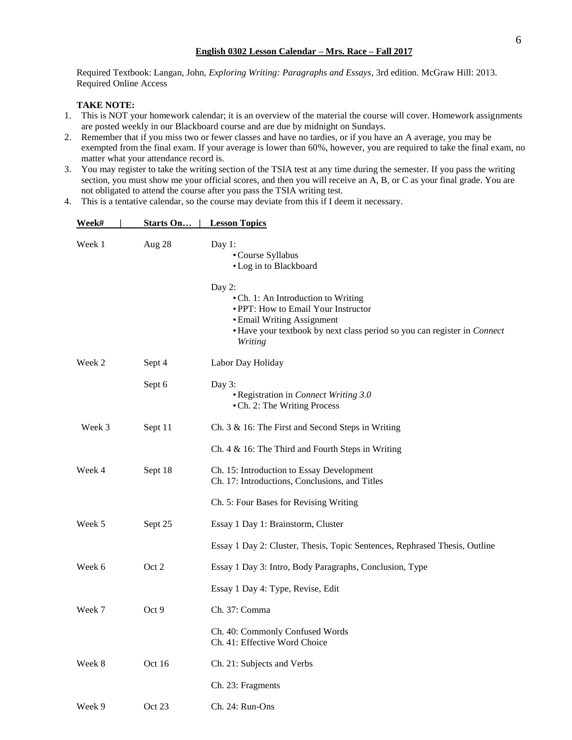**English 0302 Lesson Calendar – Mrs. Race – Fall 2017**

Required Textbook: Langan, John, *Exploring Writing: Paragraphs and Essays*, 3rd edition. McGraw Hill: 2013. Required Online Access

**TAKE NOTE:**

1. This is NOT your homework calendar; it is an overview of the material the course will cover. Homework assignments are posted weekly in our Blackboard course and are due by midnight on Sundays.
2. Remember that if you miss two or fewer classes and have no tardies, or if you have an A average, you may be exempted from the final exam. If your average is lower than 60%, however, you are required to take the final exam, no matter what your attendance record is.
3. You may register to take the writing section of the TSIA test at any time during the semester. If you pass the writing section, you must show me your official scores, and then you will receive an A, B, or C as your final grade. You are not obligated to attend the course after you pass the TSIA writing test.
4. This is a tentative calendar, so the course may deviate from this if I deem it necessary.

| Week# | Starts On… | Lesson Topics |
|---|---|---|
| Week 1 | Aug 28 | Day 1:<br>• Course Syllabus<br>• Log in to Blackboard |
| | | Day 2:<br>• Ch. 1: An Introduction to Writing<br>• PPT: How to Email Your Instructor<br>• Email Writing Assignment<br>• Have your textbook by next class period so you can register in *Connect Writing* |
| Week 2 | Sept 4 | Labor Day Holiday |
| | Sept 6 | Day 3:<br>• Registration in *Connect Writing 3.0*<br>• Ch. 2: The Writing Process |
| Week 3 | Sept 11 | Ch. 3 & 16: The First and Second Steps in Writing |
| | | Ch. 4 & 16: The Third and Fourth Steps in Writing |
| Week 4 | Sept 18 | Ch. 15: Introduction to Essay Development<br>Ch. 17: Introductions, Conclusions, and Titles |
| | | Ch. 5: Four Bases for Revising Writing |
| Week 5 | Sept 25 | Essay 1 Day 1: Brainstorm, Cluster |
| | | Essay 1 Day 2: Cluster, Thesis, Topic Sentences, Rephrased Thesis, Outline |
| Week 6 | Oct 2 | Essay 1 Day 3: Intro, Body Paragraphs, Conclusion, Type |
| | | Essay 1 Day 4: Type, Revise, Edit |
| Week 7 | Oct 9 | Ch. 37: Comma |
| | | Ch. 40: Commonly Confused Words<br>Ch. 41: Effective Word Choice |
| Week 8 | Oct 16 | Ch. 21: Subjects and Verbs |
| | | Ch. 23: Fragments |
| Week 9 | Oct 23 | Ch. 24: Run-Ons |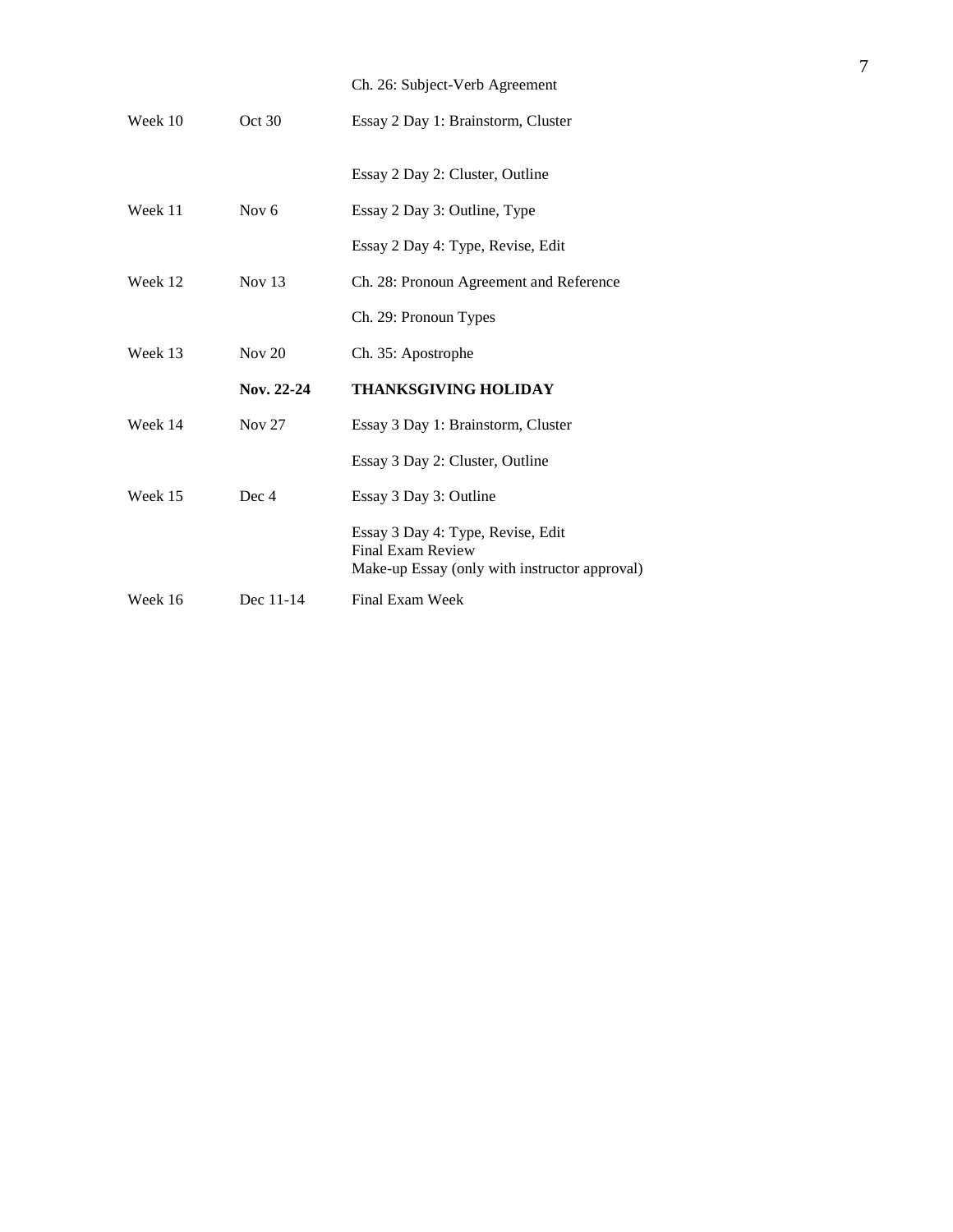| | | |
|---|---|---|
| | | Ch. 26: Subject-Verb Agreement |
| Week 10 | Oct 30 | Essay 2 Day 1: Brainstorm, Cluster |
| | | Essay 2 Day 2: Cluster, Outline |
| Week 11 | Nov 6 | Essay 2 Day 3: Outline, Type |
| | | Essay 2 Day 4: Type, Revise, Edit |
| Week 12 | Nov 13 | Ch. 28: Pronoun Agreement and Reference |
| | | Ch. 29: Pronoun Types |
| Week 13 | Nov 20 | Ch. 35: Apostrophe |
| | **Nov. 22-24** | **THANKSGIVING HOLIDAY** |
| Week 14 | Nov 27 | Essay 3 Day 1: Brainstorm, Cluster |
| | | Essay 3 Day 2: Cluster, Outline |
| Week 15 | Dec 4 | Essay 3 Day 3: Outline |
| | | Essay 3 Day 4: Type, Revise, Edit<br>Final Exam Review<br>Make-up Essay (only with instructor approval) |
| Week 16 | Dec 11-14 | Final Exam Week |